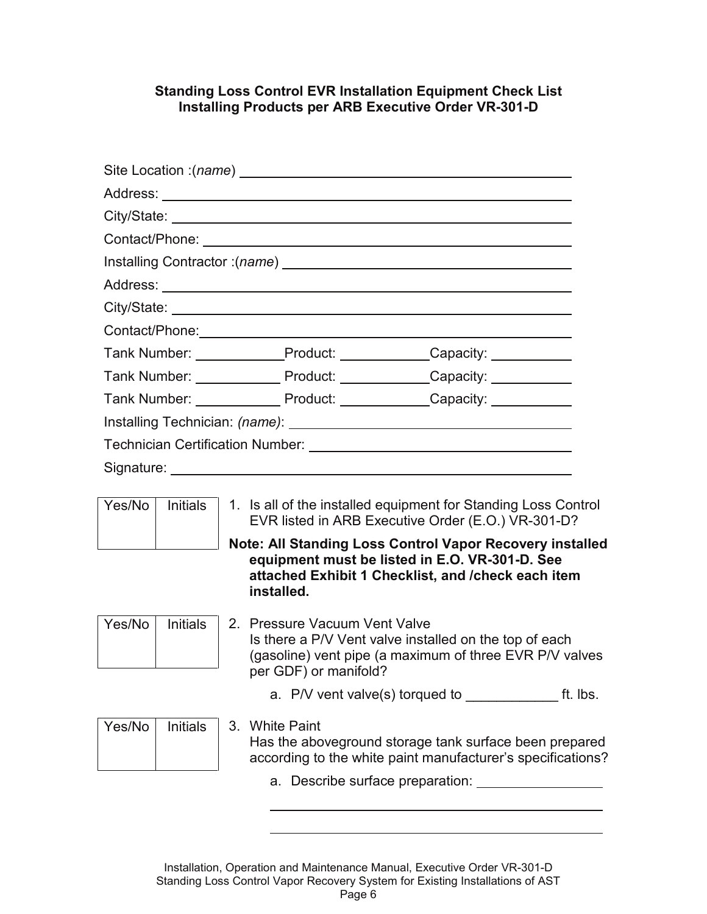**Standing Loss Control EVR Installation Equipment Check List**
**Installing Products per ARB Executive Order VR-301-D**

Site Location :(*name*) ______________________________

Address: ______________________________

City/State: ______________________________

Contact/Phone: ______________________________

Installing Contractor :(*name*) ______________________________

Address: ______________________________

City/State: ______________________________

Contact/Phone: ______________________________

Tank Number: __________ Product: __________ Capacity: __________

Tank Number: __________ Product: __________ Capacity: __________

Tank Number: __________ Product: __________ Capacity: __________

Installing Technician: *(name)*: ______________________________

Technician Certification Number: ______________________________

Signature: ______________________________

| Yes/No | Initials |
|---|---|
| | |

1. Is all of the installed equipment for Standing Loss Control EVR listed in ARB Executive Order (E.O.) VR-301-D?

**Note: All Standing Loss Control Vapor Recovery installed equipment must be listed in E.O. VR-301-D. See attached Exhibit 1 Checklist, and /check each item installed.**

| Yes/No | Initials |
|---|---|
| | |

2. Pressure Vacuum Vent Valve
   Is there a P/V Vent valve installed on the top of each (gasoline) vent pipe (a maximum of three EVR P/V valves per GDF) or manifold?

   a. P/V vent valve(s) torqued to ____________ ft. lbs.

| Yes/No | Initials |
|---|---|
| | |

3. White Paint
   Has the aboveground storage tank surface been prepared according to the white paint manufacturer's specifications?

   a. Describe surface preparation: ______________________________

   ______________________________

   ______________________________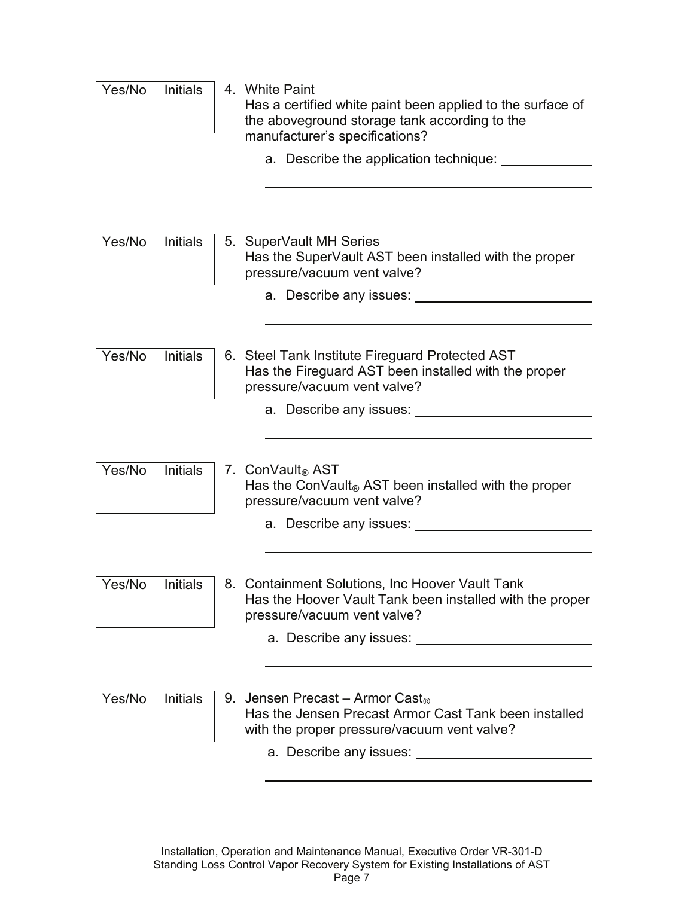| Yes/No | Initials |
|---|---|
| | |

4. White Paint
   Has a certified white paint been applied to the surface of the aboveground storage tank according to the manufacturer's specifications?
   a. Describe the application technique: ____________

   ____________________________________________

   ____________________________________________

| Yes/No | Initials |
|---|---|
| | |

5. SuperVault MH Series
   Has the SuperVault AST been installed with the proper pressure/vacuum vent valve?
   a. Describe any issues: ________________________

   ____________________________________________

| Yes/No | Initials |
|---|---|
| | |

6. Steel Tank Institute Fireguard Protected AST
   Has the Fireguard AST been installed with the proper pressure/vacuum vent valve?
   a. Describe any issues: ________________________

   ____________________________________________

| Yes/No | Initials |
|---|---|
| | |

7. ConVault® AST
   Has the ConVault® AST been installed with the proper pressure/vacuum vent valve?
   a. Describe any issues: ________________________

   ____________________________________________

| Yes/No | Initials |
|---|---|
| | |

8. Containment Solutions, Inc Hoover Vault Tank
   Has the Hoover Vault Tank been installed with the proper pressure/vacuum vent valve?
   a. Describe any issues: ________________________

   ____________________________________________

| Yes/No | Initials |
|---|---|
| | |

9. Jensen Precast – Armor Cast®
   Has the Jensen Precast Armor Cast Tank been installed with the proper pressure/vacuum vent valve?
   a. Describe any issues: ________________________

   ____________________________________________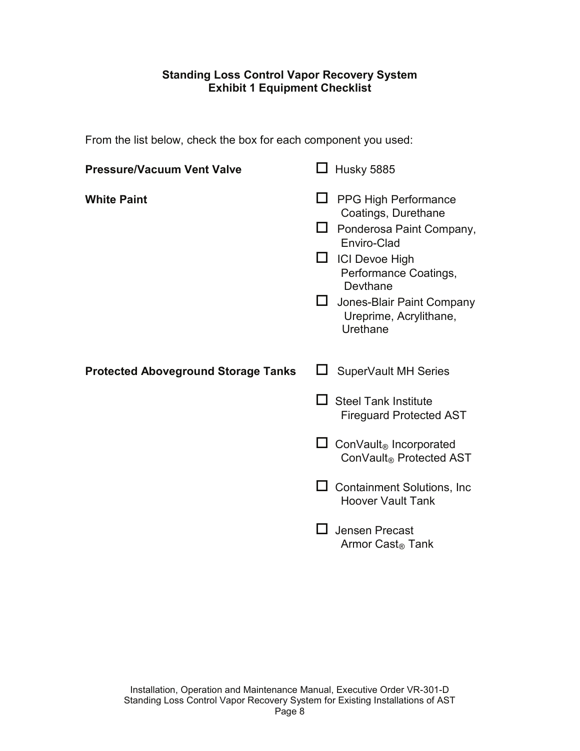## Standing Loss Control Vapor Recovery System
## Exhibit 1 Equipment Checklist

From the list below, check the box for each component you used:

| | |
|---|---|
| **Pressure/Vacuum Vent Valve** | ☐ Husky 5885 |
| **White Paint** | ☐ PPG High Performance Coatings, Durethane<br>☐ Ponderosa Paint Company, Enviro-Clad<br>☐ ICI Devoe High Performance Coatings, Devthane<br>☐ Jones-Blair Paint Company Ureprime, Acrylithane, Urethane |
| **Protected Aboveground Storage Tanks** | ☐ SuperVault MH Series<br>☐ Steel Tank Institute Fireguard Protected AST<br>☐ ConVault® Incorporated ConVault® Protected AST<br>☐ Containment Solutions, Inc Hoover Vault Tank<br>☐ Jensen Precast Armor Cast® Tank |